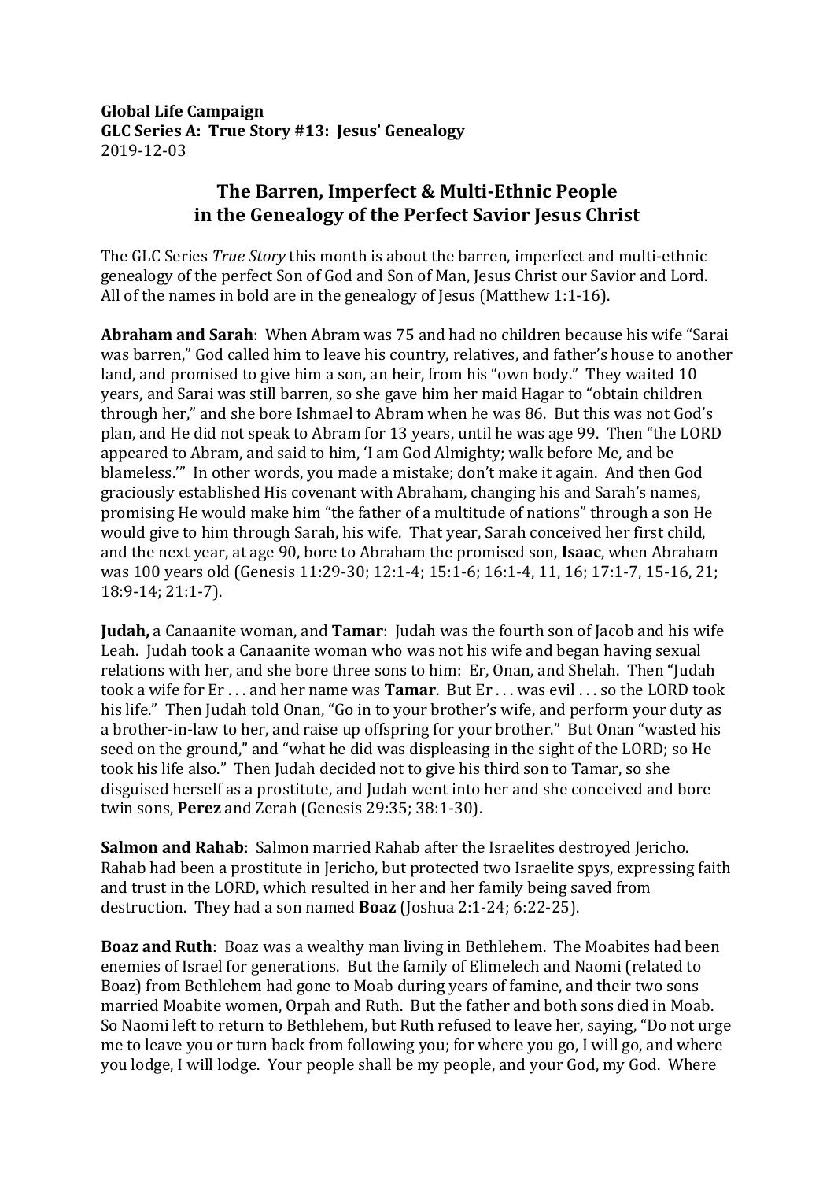**Global Life Campaign**
**GLC Series A: True Story #13: Jesus' Genealogy**
2019-12-03

# The Barren, Imperfect & Multi-Ethnic People in the Genealogy of the Perfect Savior Jesus Christ

The GLC Series *True Story* this month is about the barren, imperfect and multi-ethnic genealogy of the perfect Son of God and Son of Man, Jesus Christ our Savior and Lord. All of the names in bold are in the genealogy of Jesus (Matthew 1:1-16).

**Abraham and Sarah**: When Abram was 75 and had no children because his wife "Sarai was barren," God called him to leave his country, relatives, and father's house to another land, and promised to give him a son, an heir, from his "own body." They waited 10 years, and Sarai was still barren, so she gave him her maid Hagar to "obtain children through her," and she bore Ishmael to Abram when he was 86. But this was not God's plan, and He did not speak to Abram for 13 years, until he was age 99. Then "the LORD appeared to Abram, and said to him, 'I am God Almighty; walk before Me, and be blameless.'" In other words, you made a mistake; don't make it again. And then God graciously established His covenant with Abraham, changing his and Sarah's names, promising He would make him "the father of a multitude of nations" through a son He would give to him through Sarah, his wife. That year, Sarah conceived her first child, and the next year, at age 90, bore to Abraham the promised son, **Isaac**, when Abraham was 100 years old (Genesis 11:29-30; 12:1-4; 15:1-6; 16:1-4, 11, 16; 17:1-7, 15-16, 21; 18:9-14; 21:1-7).

**Judah,** a Canaanite woman, and **Tamar**: Judah was the fourth son of Jacob and his wife Leah. Judah took a Canaanite woman who was not his wife and began having sexual relations with her, and she bore three sons to him: Er, Onan, and Shelah. Then "Judah took a wife for Er . . . and her name was **Tamar**. But Er . . . was evil . . . so the LORD took his life." Then Judah told Onan, "Go in to your brother's wife, and perform your duty as a brother-in-law to her, and raise up offspring for your brother." But Onan "wasted his seed on the ground," and "what he did was displeasing in the sight of the LORD; so He took his life also." Then Judah decided not to give his third son to Tamar, so she disguised herself as a prostitute, and Judah went into her and she conceived and bore twin sons, **Perez** and Zerah (Genesis 29:35; 38:1-30).

**Salmon and Rahab**: Salmon married Rahab after the Israelites destroyed Jericho. Rahab had been a prostitute in Jericho, but protected two Israelite spys, expressing faith and trust in the LORD, which resulted in her and her family being saved from destruction. They had a son named **Boaz** (Joshua 2:1-24; 6:22-25).

**Boaz and Ruth**: Boaz was a wealthy man living in Bethlehem. The Moabites had been enemies of Israel for generations. But the family of Elimelech and Naomi (related to Boaz) from Bethlehem had gone to Moab during years of famine, and their two sons married Moabite women, Orpah and Ruth. But the father and both sons died in Moab. So Naomi left to return to Bethlehem, but Ruth refused to leave her, saying, "Do not urge me to leave you or turn back from following you; for where you go, I will go, and where you lodge, I will lodge. Your people shall be my people, and your God, my God. Where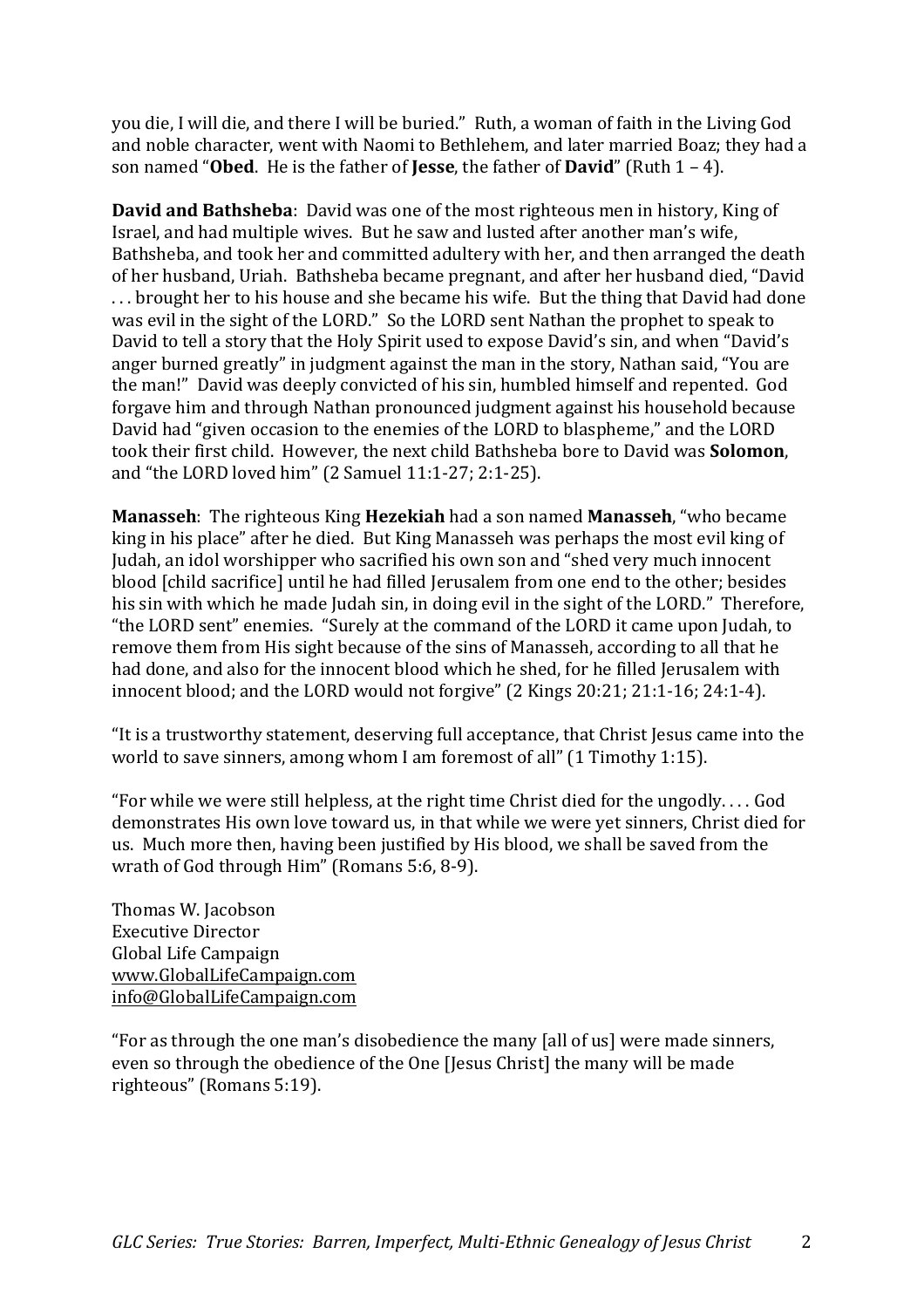you die, I will die, and there I will be buried." Ruth, a woman of faith in the Living God and noble character, went with Naomi to Bethlehem, and later married Boaz; they had a son named "**Obed**. He is the father of **Jesse**, the father of **David**" (Ruth 1 – 4).

**David and Bathsheba**: David was one of the most righteous men in history, King of Israel, and had multiple wives. But he saw and lusted after another man's wife, Bathsheba, and took her and committed adultery with her, and then arranged the death of her husband, Uriah. Bathsheba became pregnant, and after her husband died, "David . . . brought her to his house and she became his wife. But the thing that David had done was evil in the sight of the LORD." So the LORD sent Nathan the prophet to speak to David to tell a story that the Holy Spirit used to expose David's sin, and when "David's anger burned greatly" in judgment against the man in the story, Nathan said, "You are the man!" David was deeply convicted of his sin, humbled himself and repented. God forgave him and through Nathan pronounced judgment against his household because David had "given occasion to the enemies of the LORD to blaspheme," and the LORD took their first child. However, the next child Bathsheba bore to David was **Solomon**, and "the LORD loved him" (2 Samuel 11:1-27; 2:1-25).

**Manasseh**: The righteous King **Hezekiah** had a son named **Manasseh**, "who became king in his place" after he died. But King Manasseh was perhaps the most evil king of Judah, an idol worshipper who sacrificed his own son and "shed very much innocent blood [child sacrifice] until he had filled Jerusalem from one end to the other; besides his sin with which he made Judah sin, in doing evil in the sight of the LORD." Therefore, "the LORD sent" enemies. "Surely at the command of the LORD it came upon Judah, to remove them from His sight because of the sins of Manasseh, according to all that he had done, and also for the innocent blood which he shed, for he filled Jerusalem with innocent blood; and the LORD would not forgive" (2 Kings 20:21; 21:1-16; 24:1-4).

"It is a trustworthy statement, deserving full acceptance, that Christ Jesus came into the world to save sinners, among whom I am foremost of all" (1 Timothy 1:15).

"For while we were still helpless, at the right time Christ died for the ungodly. . . . God demonstrates His own love toward us, in that while we were yet sinners, Christ died for us. Much more then, having been justified by His blood, we shall be saved from the wrath of God through Him" (Romans 5:6, 8-9).

Thomas W. Jacobson
Executive Director
Global Life Campaign
www.GlobalLifeCampaign.com
info@GlobalLifeCampaign.com

"For as through the one man's disobedience the many [all of us] were made sinners, even so through the obedience of the One [Jesus Christ] the many will be made righteous" (Romans 5:19).